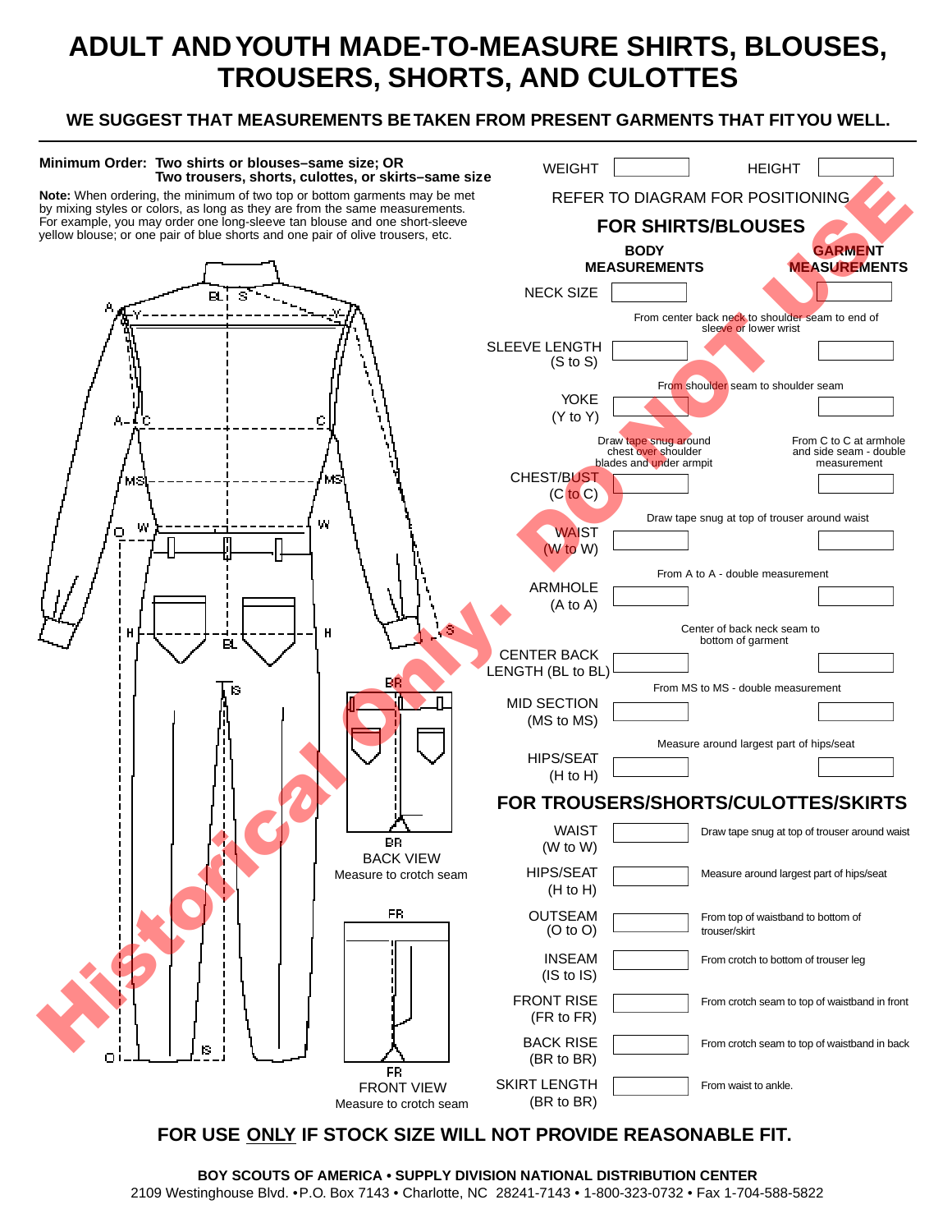# ADULT AND YOUTH MADE-TO-MEASURE SHIRTS, BLOUSES, TROUSERS, SHORTS, AND CULOTTES

**WE SUGGEST THAT MEASUREMENTS BE TAKEN FROM PRESENT GARMENTS THAT FIT YOU WELL.**

**Minimum Order: Two shirts or blouses–same size; OR Two trousers, shorts, culottes, or skirts–same size**

**Note:** When ordering, the minimum of two top or bottom garments may be met by mixing styles or colors, as long as they are from the same measurements. For example, you may order one long-sleeve tan blouse and one short-sleeve yellow blouse; or one pair of blue shorts and one pair of olive trousers, etc.

BACK VIEW
Measure to crotch seam

FRONT VIEW
Measure to crotch seam

WEIGHT ______ HEIGHT ______

REFER TO DIAGRAM FOR POSITIONING

## FOR SHIRTS/BLOUSES

| | BODY MEASUREMENTS | | GARMENT MEASUREMENTS |
|---|---|---|---|
| NECK SIZE | | | |
| SLEEVE LENGTH (S to S) | | From center back neck to shoulder seam to end of sleeve or lower wrist | |
| YOKE (Y to Y) | | From shoulder seam to shoulder seam | |
| CHEST/BUST (C to C) | Draw tape snug around chest over shoulder blades and under armpit | | From C to C at armhole and side seam - double measurement |
| WAIST (W to W) | | Draw tape snug at top of trouser around waist | |
| ARMHOLE (A to A) | | From A to A - double measurement | |
| CENTER BACK LENGTH (BL to BL) | | Center of back neck seam to bottom of garment | |
| MID SECTION (MS to MS) | | From MS to MS - double measurement | |
| HIPS/SEAT (H to H) | | Measure around largest part of hips/seat | |

## FOR TROUSERS/SHORTS/CULOTTES/SKIRTS

| | | |
|---|---|---|
| WAIST (W to W) | | Draw tape snug at top of trouser around waist |
| HIPS/SEAT (H to H) | | Measure around largest part of hips/seat |
| OUTSEAM (O to O) | | From top of waistband to bottom of trouser/skirt |
| INSEAM (IS to IS) | | From crotch to bottom of trouser leg |
| FRONT RISE (FR to FR) | | From crotch seam to top of waistband in front |
| BACK RISE (BR to BR) | | From crotch seam to top of waistband in back |
| SKIRT LENGTH (BR to BR) | | From waist to ankle. |

**FOR USE ONLY IF STOCK SIZE WILL NOT PROVIDE REASONABLE FIT.**

**BOY SCOUTS OF AMERICA • SUPPLY DIVISION NATIONAL DISTRIBUTION CENTER**
2109 Westinghouse Blvd. •P.O. Box 7143 • Charlotte, NC 28241-7143 • 1-800-323-0732 • Fax 1-704-588-5822

Historical Only. DO NOT USE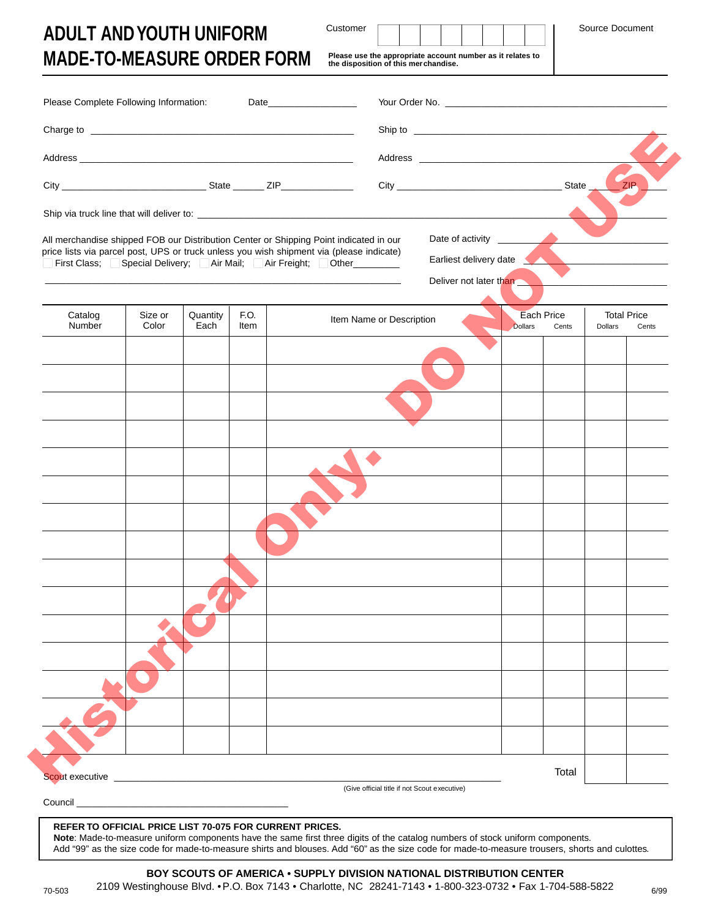# ADULT AND YOUTH UNIFORM MADE-TO-MEASURE ORDER FORM

Customer

Please use the appropriate account number as it relates to the disposition of this merchandise.

Source Document

Please Complete Following Information: Date________________

Your Order No. ________________

Charge to ________________

Ship to ________________

Address ________________

Address ________________

City ________________ State ______ ZIP ________________

City ________________ State ______ ZIP ________________

Ship via truck line that will deliver to: ________________

All merchandise shipped FOB our Distribution Center or Shipping Point indicated in our price lists via parcel post, UPS or truck unless you wish shipment via (please indicate)
☐ First Class; ☐ Special Delivery; ☐ Air Mail; ☐ Air Freight; ☐ Other________

Date of activity ________________

Earliest delivery date ________________

Deliver not later than ________________

Historical Only. DO NOT USE

| Catalog Number | Size or Color | Quantity Each | F.O. Item | Item Name or Description | Each Price | | Total Price | |
|---|---|---|---|---|---|---|---|---|
| | | | | | Dollars | Cents | Dollars | Cents |
| | | | | | | | | |
| | | | | | | | | |
| | | | | | | | | |
| | | | | | | | | |
| | | | | | | | | |
| | | | | | | | | |
| | | | | | | | | |
| | | | | | | | | |
| | | | | | | | | |
| | | | | | | | | |
| | | | | | | | | |
| | | | | | | | | |
| | | | | | | | | |
| | | | | | | | | |
| | | | | | | | | |
| | | | | | Total | | | |

Scout executive ________________
(Give official title if not Scout executive)

Council ________________

**REFER TO OFFICIAL PRICE LIST 70-075 FOR CURRENT PRICES.**
**Note**: Made-to-measure uniform components have the same first three digits of the catalog numbers of stock uniform components.
Add "99" as the size code for made-to-measure shirts and blouses. Add "60" as the size code for made-to-measure trousers, shorts and culottes.

**BOY SCOUTS OF AMERICA • SUPPLY DIVISION NATIONAL DISTRIBUTION CENTER**
2109 Westinghouse Blvd. • P.O. Box 7143 • Charlotte, NC 28241-7143 • 1-800-323-0732 • Fax 1-704-588-5822

70-503 6/99